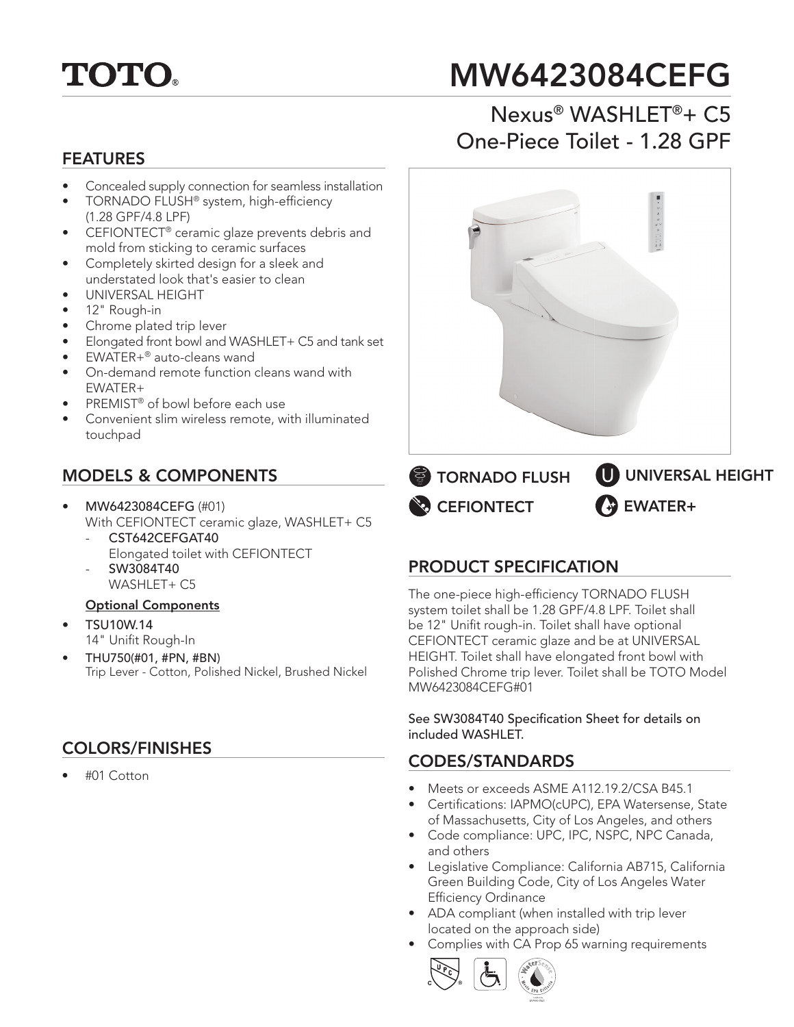TOTO®

# MW6423084CEFG

## Nexus® WASHLET®+ C5 One-Piece Toilet - 1.28 GPF

## FEATURES

- Concealed supply connection for seamless installation
- TORNADO FLUSH® system, high-efficiency (1.28 GPF/4.8 LPF)
- CEFIONTECT® ceramic glaze prevents debris and mold from sticking to ceramic surfaces
- Completely skirted design for a sleek and understated look that's easier to clean
- UNIVERSAL HEIGHT
- 12" Rough-in
- Chrome plated trip lever
- Elongated front bowl and WASHLET+ C5 and tank set
- EWATER+® auto-cleans wand
- On-demand remote function cleans wand with EWATER+
- PREMIST® of bowl before each use
- Convenient slim wireless remote, with illuminated touchpad

TORNADO FLUSH | UNIVERSAL HEIGHT | CEFIONTECT | EWATER+

## MODELS & COMPONENTS

- **MW6423084CEFG** (#01)
  With CEFIONTECT ceramic glaze, WASHLET+ C5
  - **CST642CEFGAT40**
    Elongated toilet with CEFIONTECT
  - **SW3084T40**
    WASHLET+ C5

**Optional Components**

- **TSU10W.14**
  14" Unifit Rough-In
- **THU750(#01, #PN, #BN)**
  Trip Lever - Cotton, Polished Nickel, Brushed Nickel

## COLORS/FINISHES

- #01 Cotton

## PRODUCT SPECIFICATION

The one-piece high-efficiency TORNADO FLUSH system toilet shall be 1.28 GPF/4.8 LPF. Toilet shall be 12" Unifit rough-in. Toilet shall have optional CEFIONTECT ceramic glaze and be at UNIVERSAL HEIGHT. Toilet shall have elongated front bowl with Polished Chrome trip lever. Toilet shall be TOTO Model MW6423084CEFG#01

See SW3084T40 Specification Sheet for details on included WASHLET.

## CODES/STANDARDS

- Meets or exceeds ASME A112.19.2/CSA B45.1
- Certifications: IAPMO(cUPC), EPA Watersense, State of Massachusetts, City of Los Angeles, and others
- Code compliance: UPC, IPC, NSPC, NPC Canada, and others
- Legislative Compliance: California AB715, California Green Building Code, City of Los Angeles Water Efficiency Ordinance
- ADA compliant (when installed with trip lever located on the approach side)
- Complies with CA Prop 65 warning requirements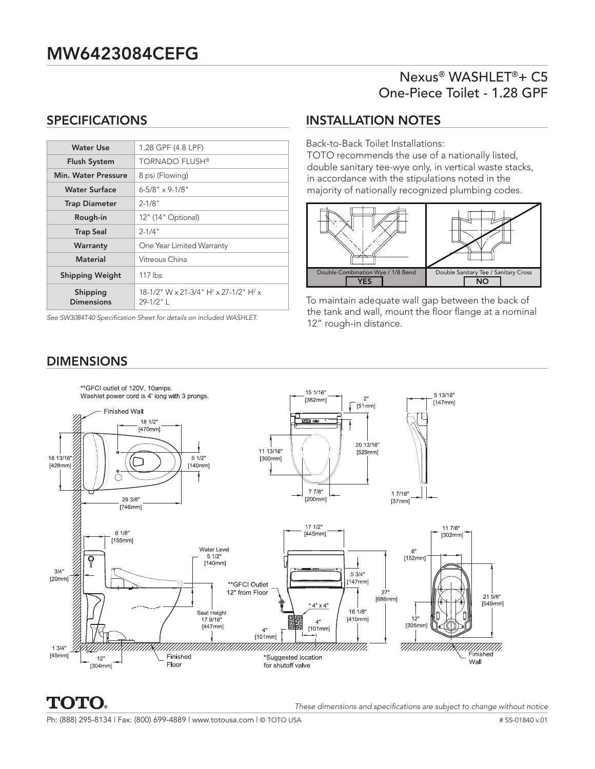# MW6423084CEFG

## Nexus® WASHLET®+ C5
## One-Piece Toilet - 1.28 GPF

## SPECIFICATIONS

| | |
|---|---|
| Water Use | 1.28 GPF (4.8 LPF) |
| Flush System | TORNADO FLUSH® |
| Min. Water Pressure | 8 psi (Flowing) |
| Water Surface | 6-5/8" x 9-1/8" |
| Trap Diameter | 2-1/8" |
| Rough-in | 12" (14" Optional) |
| Trap Seal | 2-1/4" |
| Warranty | One Year Limited Warranty |
| Material | Vitreous China |
| Shipping Weight | 117 lbs |
| Shipping Dimensions | 18-1/2" W x 21-3/4" H[1] x 27-1/2" H[2] x 29-1/2" L |

*See SW3084T40 Specification Sheet for details on included WASHLET.*

## INSTALLATION NOTES

Back-to-Back Toilet Installations:
TOTO recommends the use of a nationally listed, double sanitary tee-wye only, in vertical waste stacks, in accordance with the stipulations noted in the majority of nationally recognized plumbing codes.

Double Combination Wye / 1/8 Bend
YES

Double Sanitary Tee / Sanitary Cross
NO

To maintain adequate wall gap between the back of the tank and wall, mount the floor flange at a nominal 12" rough-in distance.

## DIMENSIONS

**GFCI outlet of 120V, 10amps.
Washlet power cord is 4' long with 3 prongs.

Finished Wall
18 1/2" [470mm]
16 13/16" [428mm]
5 1/2" [140mm]
29 3/8" [746mm]

15 1/16" [382mm]
2" [51mm]
11 13/16" [300mm]
20 13/16" [529mm]
7 7/8" [200mm]

5 13/16" [147mm]
1 7/16" [37mm]

6 1/8" [155mm]
3/4" [20mm]
Water Level 5 1/2" [140mm]
Seat Height 17 9/16" [447mm]
1 3/4" [45mm]
12" [304mm]
Finished Floor

17 1/2" [445mm]
5 3/4" [147mm]
**GFCI Outlet 12" from Floor
* 4" x 4"
27" [686mm]
16 1/8" [410mm]
4" [101mm]
4" [101mm]
*Suggested location for shutoff valve

11 7/8" [302mm]
6" [152mm]
21 5/8" [549mm]
12" [305mm]
Finished Wall

*These dimensions and specifications are subject to change without notice*

TOTO
Ph: (888) 295-8134 | Fax: (800) 699-4889 | www.totousa.com | © TOTO USA

# SS-01840 v.01